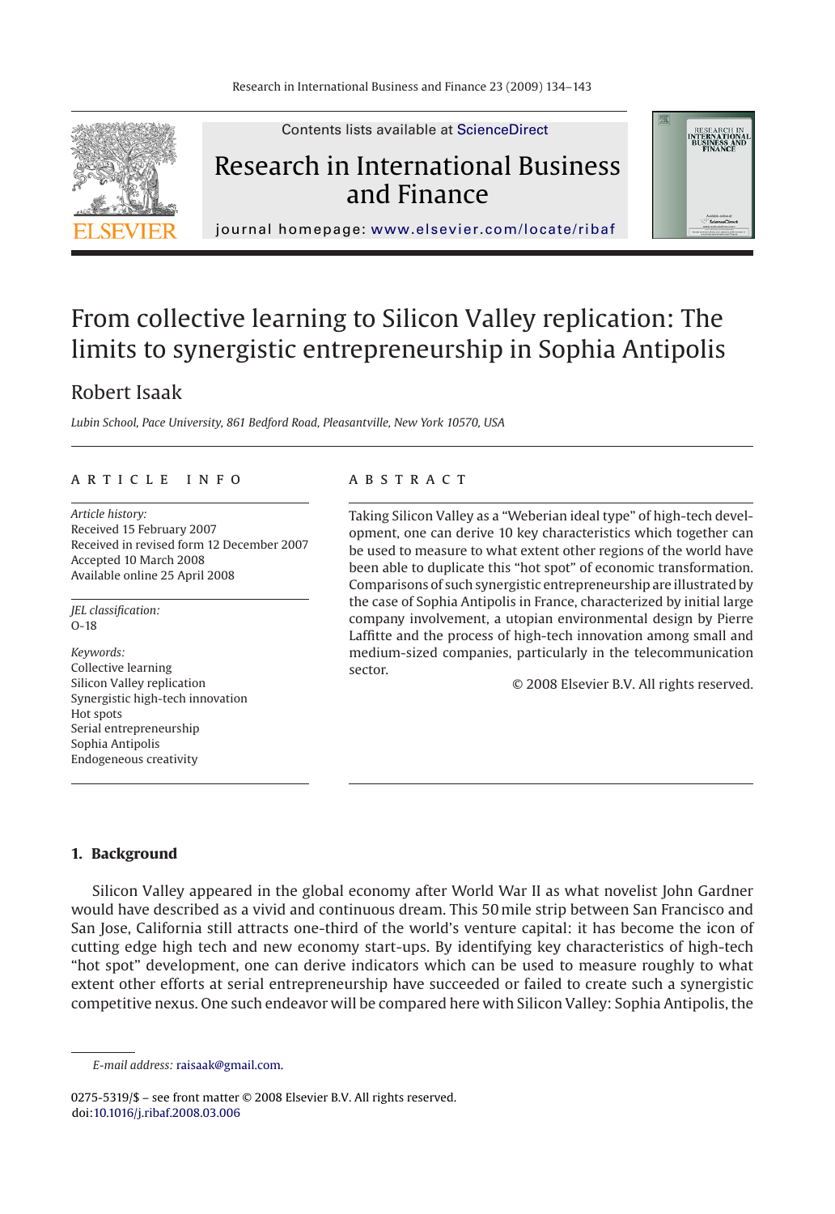# From collective learning to Silicon Valley replication: The limits to synergistic entrepreneurship in Sophia Antipolis

Robert Isaak

*Lubin School, Pace University, 861 Bedford Road, Pleasantville, New York 10570, USA*

## ARTICLE INFO

*Article history:*
Received 15 February 2007
Received in revised form 12 December 2007
Accepted 10 March 2008
Available online 25 April 2008

*JEL classification:*
O-18

*Keywords:*
Collective learning
Silicon Valley replication
Synergistic high-tech innovation
Hot spots
Serial entrepreneurship
Sophia Antipolis
Endogeneous creativity

## ABSTRACT

Taking Silicon Valley as a "Weberian ideal type" of high-tech development, one can derive 10 key characteristics which together can be used to measure to what extent other regions of the world have been able to duplicate this "hot spot" of economic transformation. Comparisons of such synergistic entrepreneurship are illustrated by the case of Sophia Antipolis in France, characterized by initial large company involvement, a utopian environmental design by Pierre Laffitte and the process of high-tech innovation among small and medium-sized companies, particularly in the telecommunication sector.

© 2008 Elsevier B.V. All rights reserved.

## 1. Background

Silicon Valley appeared in the global economy after World War II as what novelist John Gardner would have described as a vivid and continuous dream. This 50 mile strip between San Francisco and San Jose, California still attracts one-third of the world's venture capital: it has become the icon of cutting edge high tech and new economy start-ups. By identifying key characteristics of high-tech "hot spot" development, one can derive indicators which can be used to measure roughly to what extent other efforts at serial entrepreneurship have succeeded or failed to create such a synergistic competitive nexus. One such endeavor will be compared here with Silicon Valley: Sophia Antipolis, the

*E-mail address:* raisaak@gmail.com.

0275-5319/$ – see front matter © 2008 Elsevier B.V. All rights reserved.
doi:10.1016/j.ribaf.2008.03.006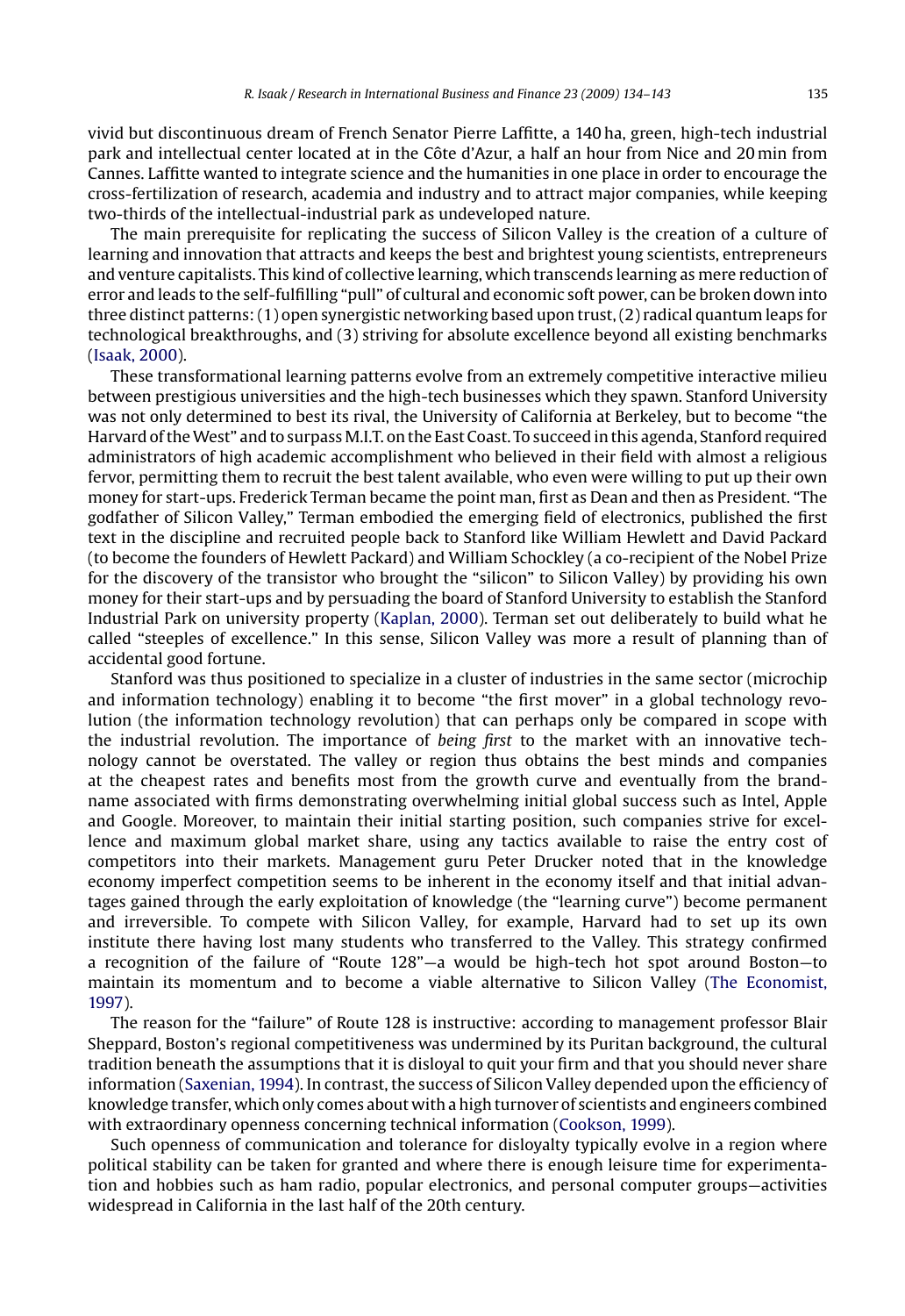vivid but discontinuous dream of French Senator Pierre Laffitte, a 140 ha, green, high-tech industrial park and intellectual center located at in the Côte d'Azur, a half an hour from Nice and 20 min from Cannes. Laffitte wanted to integrate science and the humanities in one place in order to encourage the cross-fertilization of research, academia and industry and to attract major companies, while keeping two-thirds of the intellectual-industrial park as undeveloped nature.

The main prerequisite for replicating the success of Silicon Valley is the creation of a culture of learning and innovation that attracts and keeps the best and brightest young scientists, entrepreneurs and venture capitalists. This kind of collective learning, which transcends learning as mere reduction of error and leads to the self-fulfilling "pull" of cultural and economic soft power, can be broken down into three distinct patterns: (1) open synergistic networking based upon trust, (2) radical quantum leaps for technological breakthroughs, and (3) striving for absolute excellence beyond all existing benchmarks (Isaak, 2000).

These transformational learning patterns evolve from an extremely competitive interactive milieu between prestigious universities and the high-tech businesses which they spawn. Stanford University was not only determined to best its rival, the University of California at Berkeley, but to become "the Harvard of the West" and to surpass M.I.T. on the East Coast. To succeed in this agenda, Stanford required administrators of high academic accomplishment who believed in their field with almost a religious fervor, permitting them to recruit the best talent available, who even were willing to put up their own money for start-ups. Frederick Terman became the point man, first as Dean and then as President. "The godfather of Silicon Valley," Terman embodied the emerging field of electronics, published the first text in the discipline and recruited people back to Stanford like William Hewlett and David Packard (to become the founders of Hewlett Packard) and William Schockley (a co-recipient of the Nobel Prize for the discovery of the transistor who brought the "silicon" to Silicon Valley) by providing his own money for their start-ups and by persuading the board of Stanford University to establish the Stanford Industrial Park on university property (Kaplan, 2000). Terman set out deliberately to build what he called "steeples of excellence." In this sense, Silicon Valley was more a result of planning than of accidental good fortune.

Stanford was thus positioned to specialize in a cluster of industries in the same sector (microchip and information technology) enabling it to become "the first mover" in a global technology revolution (the information technology revolution) that can perhaps only be compared in scope with the industrial revolution. The importance of *being first* to the market with an innovative technology cannot be overstated. The valley or region thus obtains the best minds and companies at the cheapest rates and benefits most from the growth curve and eventually from the brand-name associated with firms demonstrating overwhelming initial global success such as Intel, Apple and Google. Moreover, to maintain their initial starting position, such companies strive for excellence and maximum global market share, using any tactics available to raise the entry cost of competitors into their markets. Management guru Peter Drucker noted that in the knowledge economy imperfect competition seems to be inherent in the economy itself and that initial advantages gained through the early exploitation of knowledge (the "learning curve") become permanent and irreversible. To compete with Silicon Valley, for example, Harvard had to set up its own institute there having lost many students who transferred to the Valley. This strategy confirmed a recognition of the failure of "Route 128"—a would be high-tech hot spot around Boston—to maintain its momentum and to become a viable alternative to Silicon Valley (The Economist, 1997).

The reason for the "failure" of Route 128 is instructive: according to management professor Blair Sheppard, Boston's regional competitiveness was undermined by its Puritan background, the cultural tradition beneath the assumptions that it is disloyal to quit your firm and that you should never share information (Saxenian, 1994). In contrast, the success of Silicon Valley depended upon the efficiency of knowledge transfer, which only comes about with a high turnover of scientists and engineers combined with extraordinary openness concerning technical information (Cookson, 1999).

Such openness of communication and tolerance for disloyalty typically evolve in a region where political stability can be taken for granted and where there is enough leisure time for experimentation and hobbies such as ham radio, popular electronics, and personal computer groups—activities widespread in California in the last half of the 20th century.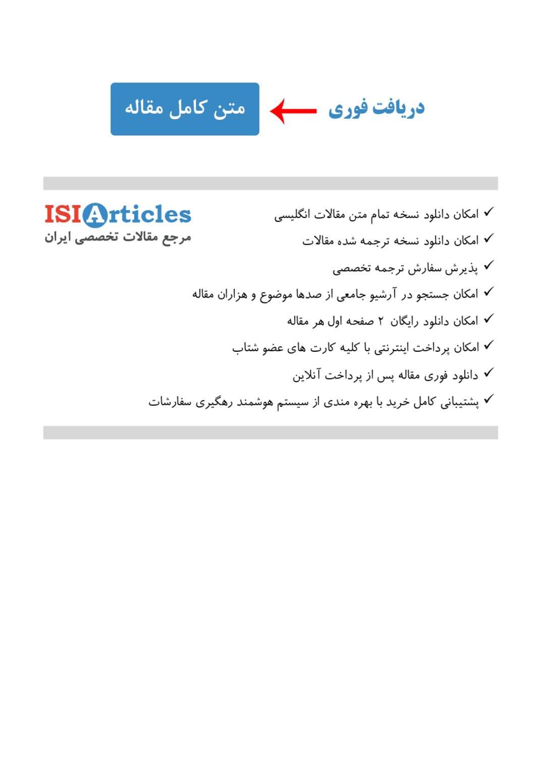دریافت فوری ← **متن کامل مقاله**

**ISIArticles**
مرجع مقالات تخصصی ایران

- ✓ امکان دانلود نسخه تمام متن مقالات انگلیسی
- ✓ امکان دانلود نسخه ترجمه شده مقالات
- ✓ پذیرش سفارش ترجمه تخصصی
- ✓ امکان جستجو در آرشیو جامعی از صدها موضوع و هزاران مقاله
- ✓ امکان دانلود رایگان ۲ صفحه اول هر مقاله
- ✓ امکان پرداخت اینترنتی با کلیه کارت های عضو شتاب
- ✓ دانلود فوری مقاله پس از پرداخت آنلاین
- ✓ پشتیبانی کامل خرید با بهره مندی از سیستم هوشمند رهگیری سفارشات